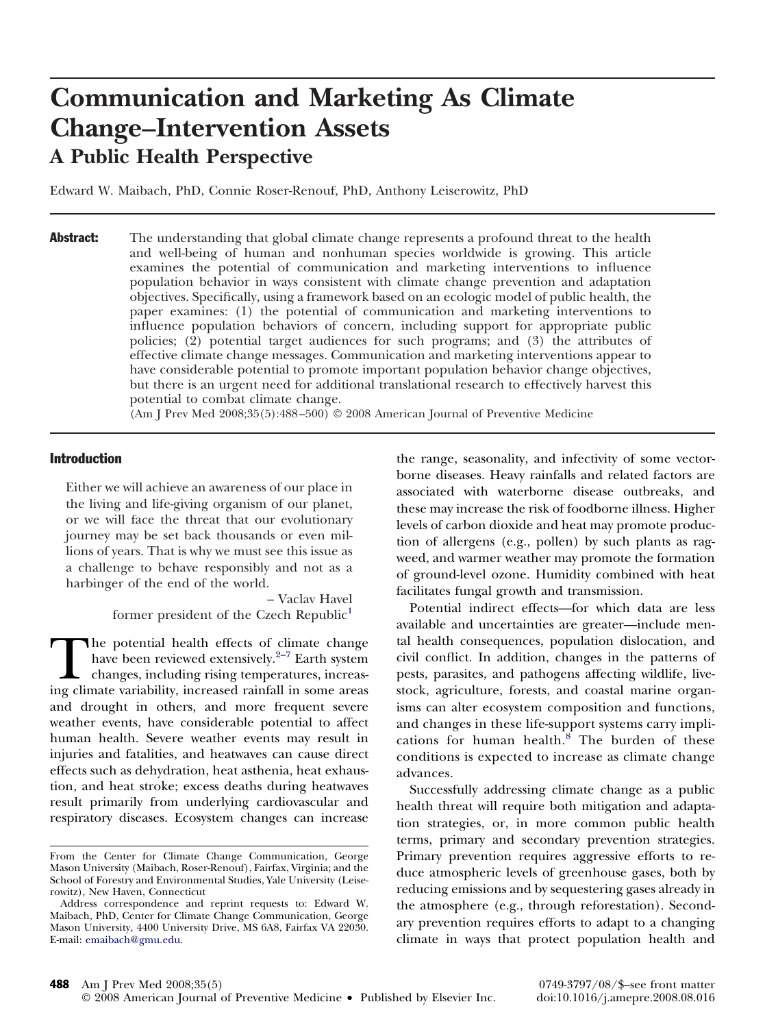# Communication and Marketing As Climate Change–Intervention Assets

## A Public Health Perspective

Edward W. Maibach, PhD, Connie Roser-Renouf, PhD, Anthony Leiserowitz, PhD

**Abstract:** The understanding that global climate change represents a profound threat to the health and well-being of human and nonhuman species worldwide is growing. This article examines the potential of communication and marketing interventions to influence population behavior in ways consistent with climate change prevention and adaptation objectives. Specifically, using a framework based on an ecologic model of public health, the paper examines: (1) the potential of communication and marketing interventions to influence population behaviors of concern, including support for appropriate public policies; (2) potential target audiences for such programs; and (3) the attributes of effective climate change messages. Communication and marketing interventions appear to have considerable potential to promote important population behavior change objectives, but there is an urgent need for additional translational research to effectively harvest this potential to combat climate change.
(Am J Prev Med 2008;35(5):488–500) © 2008 American Journal of Preventive Medicine

## Introduction

> Either we will achieve an awareness of our place in the living and life-giving organism of our planet, or we will face the threat that our evolutionary journey may be set back thousands or even millions of years. That is why we must see this issue as a challenge to behave responsibly and not as a harbinger of the end of the world.
>
> – Vaclav Havel
> former president of the Czech Republic[1]

The potential health effects of climate change have been reviewed extensively.[2–7] Earth system changes, including rising temperatures, increasing climate variability, increased rainfall in some areas and drought in others, and more frequent severe weather events, have considerable potential to affect human health. Severe weather events may result in injuries and fatalities, and heatwaves can cause direct effects such as dehydration, heat asthenia, heat exhaustion, and heat stroke; excess deaths during heatwaves result primarily from underlying cardiovascular and respiratory diseases. Ecosystem changes can increase the range, seasonality, and infectivity of some vector-borne diseases. Heavy rainfalls and related factors are associated with waterborne disease outbreaks, and these may increase the risk of foodborne illness. Higher levels of carbon dioxide and heat may promote production of allergens (e.g., pollen) by such plants as ragweed, and warmer weather may promote the formation of ground-level ozone. Humidity combined with heat facilitates fungal growth and transmission.

Potential indirect effects—for which data are less available and uncertainties are greater—include mental health consequences, population dislocation, and civil conflict. In addition, changes in the patterns of pests, parasites, and pathogens affecting wildlife, livestock, agriculture, forests, and coastal marine organisms can alter ecosystem composition and functions, and changes in these life-support systems carry implications for human health.[8] The burden of these conditions is expected to increase as climate change advances.

Successfully addressing climate change as a public health threat will require both mitigation and adaptation strategies, or, in more common public health terms, primary and secondary prevention strategies. Primary prevention requires aggressive efforts to reduce atmospheric levels of greenhouse gases, both by reducing emissions and by sequestering gases already in the atmosphere (e.g., through reforestation). Secondary prevention requires efforts to adapt to a changing climate in ways that protect population health and

From the Center for Climate Change Communication, George Mason University (Maibach, Roser-Renouf), Fairfax, Virginia; and the School of Forestry and Environmental Studies, Yale University (Leiserowitz), New Haven, Connecticut

Address correspondence and reprint requests to: Edward W. Maibach, PhD, Center for Climate Change Communication, George Mason University, 4400 University Drive, MS 6A8, Fairfax VA 22030. E-mail: emaibach@gmu.edu.

0749-3797/08/$–see front matter
doi:10.1016/j.amepre.2008.08.016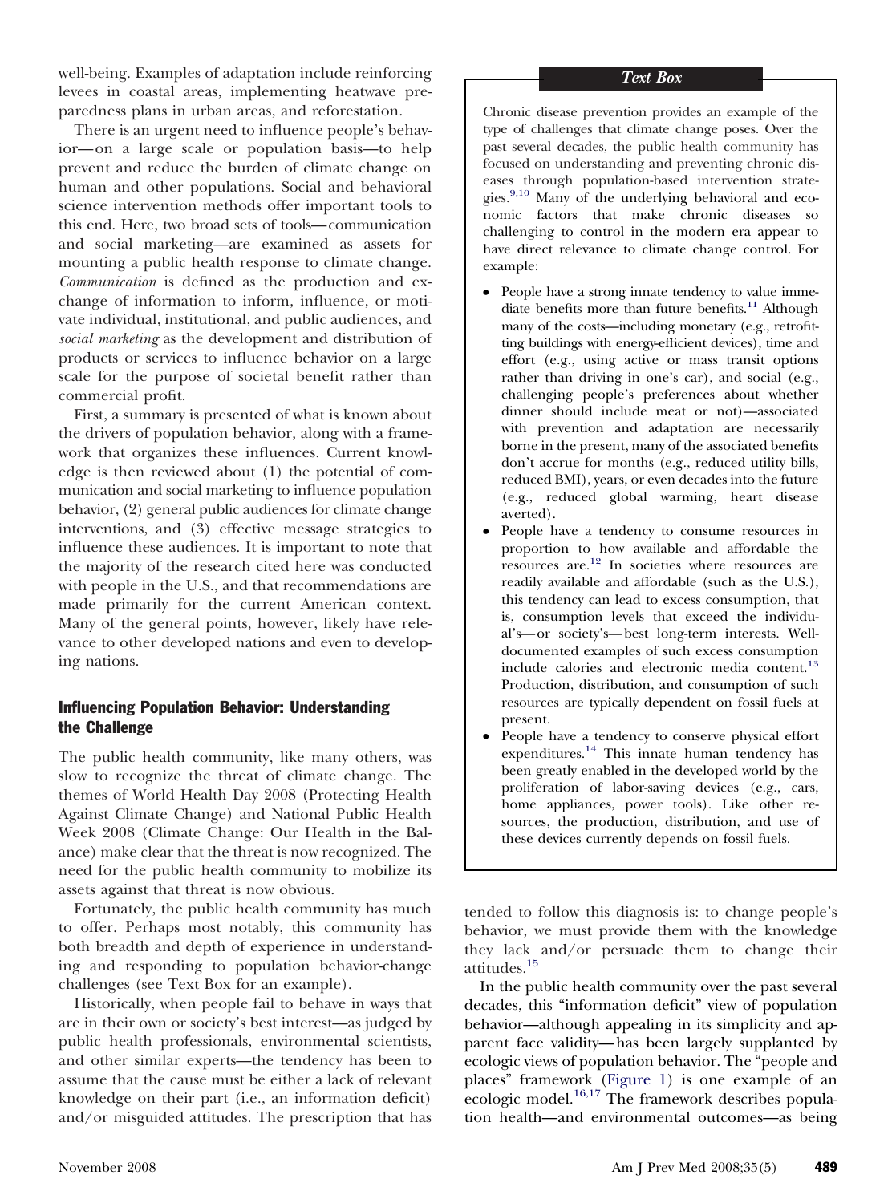well-being. Examples of adaptation include reinforcing levees in coastal areas, implementing heatwave preparedness plans in urban areas, and reforestation.

There is an urgent need to influence people's behavior—on a large scale or population basis—to help prevent and reduce the burden of climate change on human and other populations. Social and behavioral science intervention methods offer important tools to this end. Here, two broad sets of tools—communication and social marketing—are examined as assets for mounting a public health response to climate change. *Communication* is defined as the production and exchange of information to inform, influence, or motivate individual, institutional, and public audiences, and *social marketing* as the development and distribution of products or services to influence behavior on a large scale for the purpose of societal benefit rather than commercial profit.

First, a summary is presented of what is known about the drivers of population behavior, along with a framework that organizes these influences. Current knowledge is then reviewed about (1) the potential of communication and social marketing to influence population behavior, (2) general public audiences for climate change interventions, and (3) effective message strategies to influence these audiences. It is important to note that the majority of the research cited here was conducted with people in the U.S., and that recommendations are made primarily for the current American context. Many of the general points, however, likely have relevance to other developed nations and even to developing nations.

## Influencing Population Behavior: Understanding the Challenge

The public health community, like many others, was slow to recognize the threat of climate change. The themes of World Health Day 2008 (Protecting Health Against Climate Change) and National Public Health Week 2008 (Climate Change: Our Health in the Balance) make clear that the threat is now recognized. The need for the public health community to mobilize its assets against that threat is now obvious.

Fortunately, the public health community has much to offer. Perhaps most notably, this community has both breadth and depth of experience in understanding and responding to population behavior-change challenges (see Text Box for an example).

Historically, when people fail to behave in ways that are in their own or society's best interest—as judged by public health professionals, environmental scientists, and other similar experts—the tendency has been to assume that the cause must be either a lack of relevant knowledge on their part (i.e., an information deficit) and/or misguided attitudes. The prescription that has tended to follow this diagnosis is: to change people's behavior, we must provide them with the knowledge they lack and/or persuade them to change their attitudes.[15]

In the public health community over the past several decades, this "information deficit" view of population behavior—although appealing in its simplicity and apparent face validity—has been largely supplanted by ecologic views of population behavior. The "people and places" framework (Figure 1) is one example of an ecologic model.[16,17] The framework describes population health—and environmental outcomes—as being

### Text Box

Chronic disease prevention provides an example of the type of challenges that climate change poses. Over the past several decades, the public health community has focused on understanding and preventing chronic diseases through population-based intervention strategies.[9,10] Many of the underlying behavioral and economic factors that make chronic diseases so challenging to control in the modern era appear to have direct relevance to climate change control. For example:

- People have a strong innate tendency to value immediate benefits more than future benefits.[11] Although many of the costs—including monetary (e.g., retrofitting buildings with energy-efficient devices), time and effort (e.g., using active or mass transit options rather than driving in one's car), and social (e.g., challenging people's preferences about whether dinner should include meat or not)—associated with prevention and adaptation are necessarily borne in the present, many of the associated benefits don't accrue for months (e.g., reduced utility bills, reduced BMI), years, or even decades into the future (e.g., reduced global warming, heart disease averted).
- People have a tendency to consume resources in proportion to how available and affordable the resources are.[12] In societies where resources are readily available and affordable (such as the U.S.), this tendency can lead to excess consumption, that is, consumption levels that exceed the individual's—or society's—best long-term interests. Well-documented examples of such excess consumption include calories and electronic media content.[13] Production, distribution, and consumption of such resources are typically dependent on fossil fuels at present.
- People have a tendency to conserve physical effort expenditures.[14] This innate human tendency has been greatly enabled in the developed world by the proliferation of labor-saving devices (e.g., cars, home appliances, power tools). Like other resources, the production, distribution, and use of these devices currently depends on fossil fuels.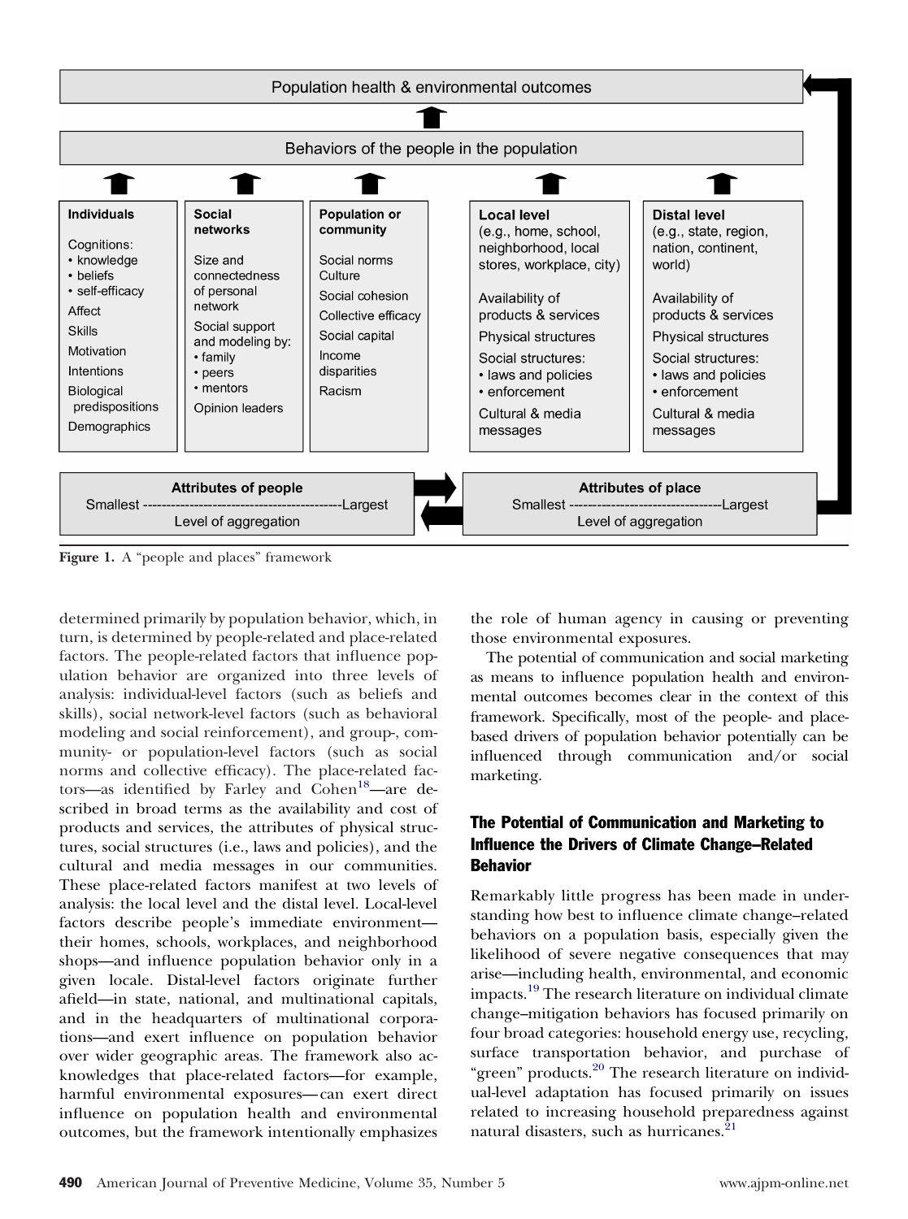Population health & environmental outcomes

Behaviors of the people in the population

**Individuals**

Cognitions:
- knowledge
- beliefs
- self-efficacy

Affect

Skills

Motivation

Intentions

Biological predispositions

Demographics

**Social networks**

Size and connectedness of personal network

Social support and modeling by:
- family
- peers
- mentors

Opinion leaders

**Population or community**

Social norms

Culture

Social cohesion

Collective efficacy

Social capital

Income disparities

Racism

**Local level**
(e.g., home, school, neighborhood, local stores, workplace, city)

Availability of products & services

Physical structures

Social structures:
- laws and policies
- enforcement

Cultural & media messages

**Distal level**
(e.g., state, region, nation, continent, world)

Availability of products & services

Physical structures

Social structures:
- laws and policies
- enforcement

Cultural & media messages

**Attributes of people**
Smallest ------------------------------------------Largest
Level of aggregation

**Attributes of place**
Smallest --------------------------------Largest
Level of aggregation

**Figure 1.** A "people and places" framework

determined primarily by population behavior, which, in turn, is determined by people-related and place-related factors. The people-related factors that influence population behavior are organized into three levels of analysis: individual-level factors (such as beliefs and skills), social network-level factors (such as behavioral modeling and social reinforcement), and group-, community- or population-level factors (such as social norms and collective efficacy). The place-related factors—as identified by Farley and Cohen[18]—are described in broad terms as the availability and cost of products and services, the attributes of physical structures, social structures (i.e., laws and policies), and the cultural and media messages in our communities. These place-related factors manifest at two levels of analysis: the local level and the distal level. Local-level factors describe people's immediate environment—their homes, schools, workplaces, and neighborhood shops—and influence population behavior only in a given locale. Distal-level factors originate further afield—in state, national, and multinational capitals, and in the headquarters of multinational corporations—and exert influence on population behavior over wider geographic areas. The framework also acknowledges that place-related factors—for example, harmful environmental exposures—can exert direct influence on population health and environmental outcomes, but the framework intentionally emphasizes the role of human agency in causing or preventing those environmental exposures.

The potential of communication and social marketing as means to influence population health and environmental outcomes becomes clear in the context of this framework. Specifically, most of the people- and place-based drivers of population behavior potentially can be influenced through communication and/or social marketing.

## The Potential of Communication and Marketing to Influence the Drivers of Climate Change–Related Behavior

Remarkably little progress has been made in understanding how best to influence climate change–related behaviors on a population basis, especially given the likelihood of severe negative consequences that may arise—including health, environmental, and economic impacts.[19] The research literature on individual climate change–mitigation behaviors has focused primarily on four broad categories: household energy use, recycling, surface transportation behavior, and purchase of "green" products.[20] The research literature on individual-level adaptation has focused primarily on issues related to increasing household preparedness against natural disasters, such as hurricanes.[21]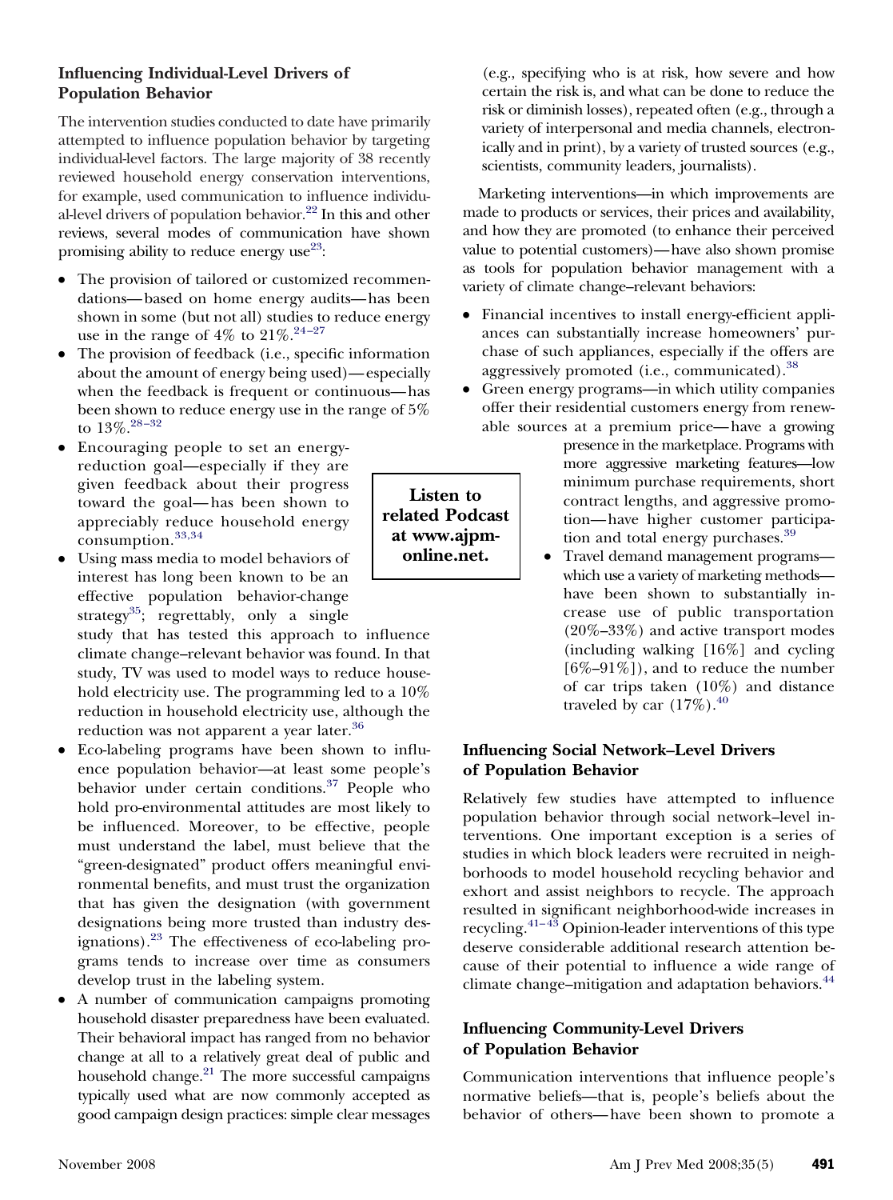### Influencing Individual-Level Drivers of Population Behavior

The intervention studies conducted to date have primarily attempted to influence population behavior by targeting individual-level factors. The large majority of 38 recently reviewed household energy conservation interventions, for example, used communication to influence individual-level drivers of population behavior.[22] In this and other reviews, several modes of communication have shown promising ability to reduce energy use[23]:

- The provision of tailored or customized recommendations—based on home energy audits—has been shown in some (but not all) studies to reduce energy use in the range of 4% to 21%.[24–27]
- The provision of feedback (i.e., specific information about the amount of energy being used)—especially when the feedback is frequent or continuous—has been shown to reduce energy use in the range of 5% to 13%.[28–32]
- Encouraging people to set an energy-reduction goal—especially if they are given feedback about their progress toward the goal—has been shown to appreciably reduce household energy consumption.[33,34]
- Using mass media to model behaviors of interest has long been known to be an effective population behavior-change strategy[35]; regrettably, only a single study that has tested this approach to influence climate change–relevant behavior was found. In that study, TV was used to model ways to reduce household electricity use. The programming led to a 10% reduction in household electricity use, although the reduction was not apparent a year later.[36]
- Eco-labeling programs have been shown to influence population behavior—at least some people's behavior under certain conditions.[37] People who hold pro-environmental attitudes are most likely to be influenced. Moreover, to be effective, people must understand the label, must believe that the "green-designated" product offers meaningful environmental benefits, and must trust the organization that has given the designation (with government designations being more trusted than industry designations).[23] The effectiveness of eco-labeling programs tends to increase over time as consumers develop trust in the labeling system.
- A number of communication campaigns promoting household disaster preparedness have been evaluated. Their behavioral impact has ranged from no behavior change at all to a relatively great deal of public and household change.[21] The more successful campaigns typically used what are now commonly accepted as good campaign design practices: simple clear messages (e.g., specifying who is at risk, how severe and how certain the risk is, and what can be done to reduce the risk or diminish losses), repeated often (e.g., through a variety of interpersonal and media channels, electronically and in print), by a variety of trusted sources (e.g., scientists, community leaders, journalists).

**Listen to related Podcast at www.ajpm-online.net.**

Marketing interventions—in which improvements are made to products or services, their prices and availability, and how they are promoted (to enhance their perceived value to potential customers)—have also shown promise as tools for population behavior management with a variety of climate change–relevant behaviors:

- Financial incentives to install energy-efficient appliances can substantially increase homeowners' purchase of such appliances, especially if the offers are aggressively promoted (i.e., communicated).[38]
- Green energy programs—in which utility companies offer their residential customers energy from renewable sources at a premium price—have a growing presence in the marketplace. Programs with more aggressive marketing features—low minimum purchase requirements, short contract lengths, and aggressive promotion—have higher customer participation and total energy purchases.[39]
- Travel demand management programs—which use a variety of marketing methods—have been shown to substantially increase use of public transportation (20%–33%) and active transport modes (including walking [16%] and cycling [6%–91%]), and to reduce the number of car trips taken (10%) and distance traveled by car (17%).[40]

### Influencing Social Network–Level Drivers of Population Behavior

Relatively few studies have attempted to influence population behavior through social network–level interventions. One important exception is a series of studies in which block leaders were recruited in neighborhoods to model household recycling behavior and exhort and assist neighbors to recycle. The approach resulted in significant neighborhood-wide increases in recycling.[41–43] Opinion-leader interventions of this type deserve considerable additional research attention because of their potential to influence a wide range of climate change–mitigation and adaptation behaviors.[44]

### Influencing Community-Level Drivers of Population Behavior

Communication interventions that influence people's normative beliefs—that is, people's beliefs about the behavior of others—have been shown to promote a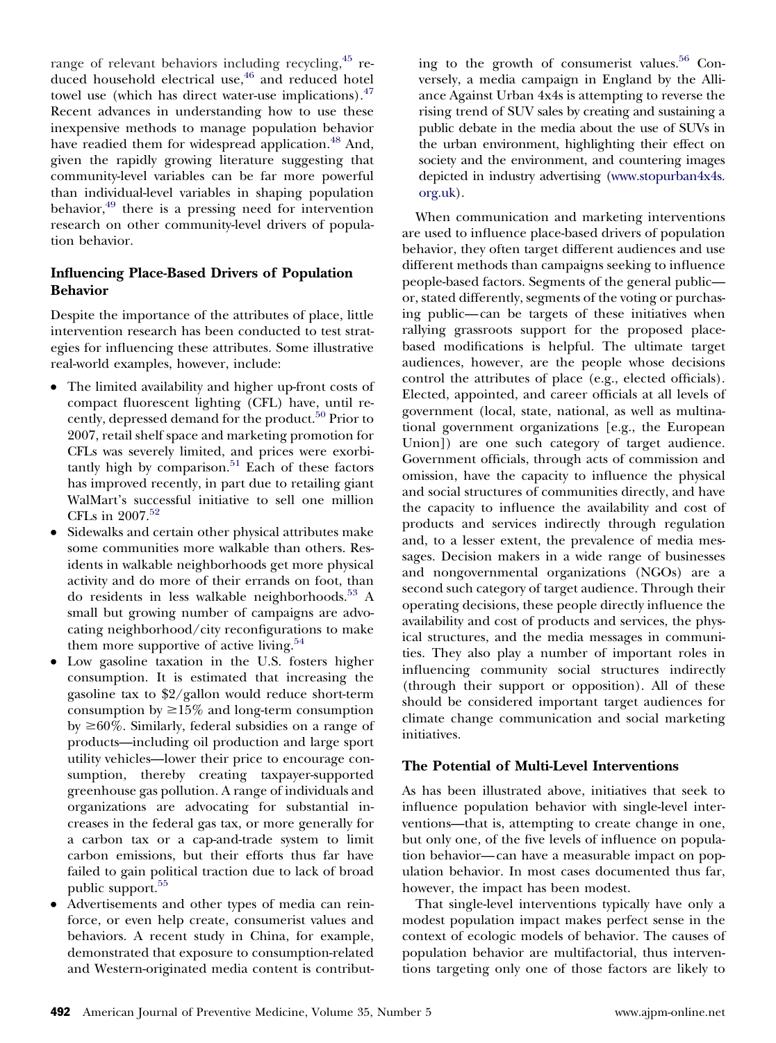range of relevant behaviors including recycling,[45] reduced household electrical use,[46] and reduced hotel towel use (which has direct water-use implications).[47] Recent advances in understanding how to use these inexpensive methods to manage population behavior have readied them for widespread application.[48] And, given the rapidly growing literature suggesting that community-level variables can be far more powerful than individual-level variables in shaping population behavior,[49] there is a pressing need for intervention research on other community-level drivers of population behavior.

### Influencing Place-Based Drivers of Population Behavior

Despite the importance of the attributes of place, little intervention research has been conducted to test strategies for influencing these attributes. Some illustrative real-world examples, however, include:

- The limited availability and higher up-front costs of compact fluorescent lighting (CFL) have, until recently, depressed demand for the product.[50] Prior to 2007, retail shelf space and marketing promotion for CFLs was severely limited, and prices were exorbitantly high by comparison.[51] Each of these factors has improved recently, in part due to retailing giant WalMart's successful initiative to sell one million CFLs in 2007.[52]
- Sidewalks and certain other physical attributes make some communities more walkable than others. Residents in walkable neighborhoods get more physical activity and do more of their errands on foot, than do residents in less walkable neighborhoods.[53] A small but growing number of campaigns are advocating neighborhood/city reconfigurations to make them more supportive of active living.[54]
- Low gasoline taxation in the U.S. fosters higher consumption. It is estimated that increasing the gasoline tax to \$2/gallon would reduce short-term consumption by ≥15% and long-term consumption by ≥60%. Similarly, federal subsidies on a range of products—including oil production and large sport utility vehicles—lower their price to encourage consumption, thereby creating taxpayer-supported greenhouse gas pollution. A range of individuals and organizations are advocating for substantial increases in the federal gas tax, or more generally for a carbon tax or a cap-and-trade system to limit carbon emissions, but their efforts thus far have failed to gain political traction due to lack of broad public support.[55]
- Advertisements and other types of media can reinforce, or even help create, consumerist values and behaviors. A recent study in China, for example, demonstrated that exposure to consumption-related and Western-originated media content is contributing to the growth of consumerist values.[56] Conversely, a media campaign in England by the Alliance Against Urban 4x4s is attempting to reverse the rising trend of SUV sales by creating and sustaining a public debate in the media about the use of SUVs in the urban environment, highlighting their effect on society and the environment, and countering images depicted in industry advertising (www.stopurban4x4s.org.uk).

When communication and marketing interventions are used to influence place-based drivers of population behavior, they often target different audiences and use different methods than campaigns seeking to influence people-based factors. Segments of the general public—or, stated differently, segments of the voting or purchasing public—can be targets of these initiatives when rallying grassroots support for the proposed place-based modifications is helpful. The ultimate target audiences, however, are the people whose decisions control the attributes of place (e.g., elected officials). Elected, appointed, and career officials at all levels of government (local, state, national, as well as multinational government organizations [e.g., the European Union]) are one such category of target audience. Government officials, through acts of commission and omission, have the capacity to influence the physical and social structures of communities directly, and have the capacity to influence the availability and cost of products and services indirectly through regulation and, to a lesser extent, the prevalence of media messages. Decision makers in a wide range of businesses and nongovernmental organizations (NGOs) are a second such category of target audience. Through their operating decisions, these people directly influence the availability and cost of products and services, the physical structures, and the media messages in communities. They also play a number of important roles in influencing community social structures indirectly (through their support or opposition). All of these should be considered important target audiences for climate change communication and social marketing initiatives.

### The Potential of Multi-Level Interventions

As has been illustrated above, initiatives that seek to influence population behavior with single-level interventions—that is, attempting to create change in one, but only one, of the five levels of influence on population behavior—can have a measurable impact on population behavior. In most cases documented thus far, however, the impact has been modest.

That single-level interventions typically have only a modest population impact makes perfect sense in the context of ecologic models of behavior. The causes of population behavior are multifactorial, thus interventions targeting only one of those factors are likely to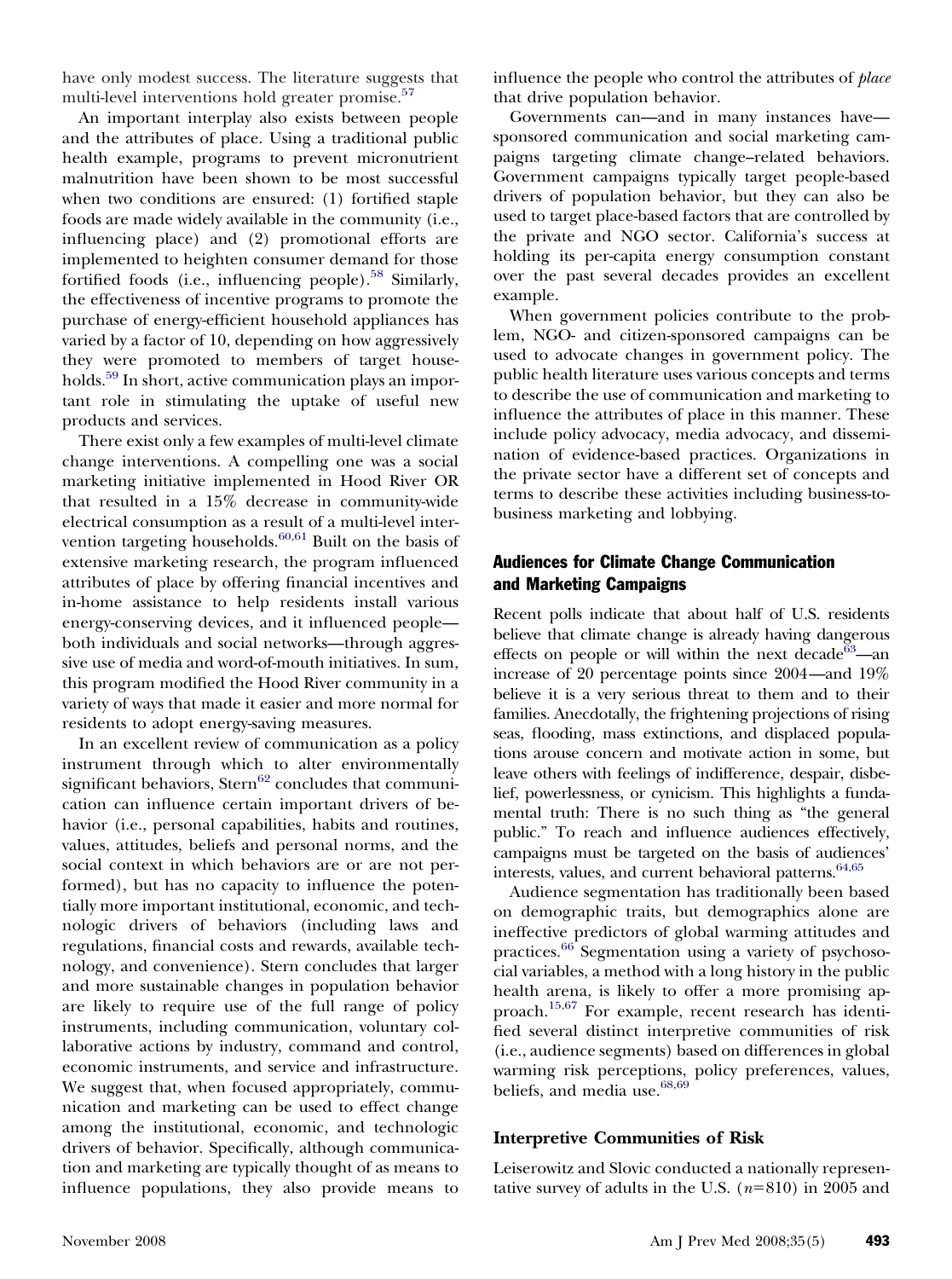have only modest success. The literature suggests that multi-level interventions hold greater promise.[57]

An important interplay also exists between people and the attributes of place. Using a traditional public health example, programs to prevent micronutrient malnutrition have been shown to be most successful when two conditions are ensured: (1) fortified staple foods are made widely available in the community (i.e., influencing place) and (2) promotional efforts are implemented to heighten consumer demand for those fortified foods (i.e., influencing people).[58] Similarly, the effectiveness of incentive programs to promote the purchase of energy-efficient household appliances has varied by a factor of 10, depending on how aggressively they were promoted to members of target households.[59] In short, active communication plays an important role in stimulating the uptake of useful new products and services.

There exist only a few examples of multi-level climate change interventions. A compelling one was a social marketing initiative implemented in Hood River OR that resulted in a 15% decrease in community-wide electrical consumption as a result of a multi-level intervention targeting households.[60,61] Built on the basis of extensive marketing research, the program influenced attributes of place by offering financial incentives and in-home assistance to help residents install various energy-conserving devices, and it influenced people—both individuals and social networks—through aggressive use of media and word-of-mouth initiatives. In sum, this program modified the Hood River community in a variety of ways that made it easier and more normal for residents to adopt energy-saving measures.

In an excellent review of communication as a policy instrument through which to alter environmentally significant behaviors, Stern[62] concludes that communication can influence certain important drivers of behavior (i.e., personal capabilities, habits and routines, values, attitudes, beliefs and personal norms, and the social context in which behaviors are or are not performed), but has no capacity to influence the potentially more important institutional, economic, and technologic drivers of behaviors (including laws and regulations, financial costs and rewards, available technology, and convenience). Stern concludes that larger and more sustainable changes in population behavior are likely to require use of the full range of policy instruments, including communication, voluntary collaborative actions by industry, command and control, economic instruments, and service and infrastructure. We suggest that, when focused appropriately, communication and marketing can be used to effect change among the institutional, economic, and technologic drivers of behavior. Specifically, although communication and marketing are typically thought of as means to influence populations, they also provide means to influence the people who control the attributes of *place* that drive population behavior.

Governments can—and in many instances have—sponsored communication and social marketing campaigns targeting climate change–related behaviors. Government campaigns typically target people-based drivers of population behavior, but they can also be used to target place-based factors that are controlled by the private and NGO sector. California's success at holding its per-capita energy consumption constant over the past several decades provides an excellent example.

When government policies contribute to the problem, NGO- and citizen-sponsored campaigns can be used to advocate changes in government policy. The public health literature uses various concepts and terms to describe the use of communication and marketing to influence the attributes of place in this manner. These include policy advocacy, media advocacy, and dissemination of evidence-based practices. Organizations in the private sector have a different set of concepts and terms to describe these activities including business-to-business marketing and lobbying.

## Audiences for Climate Change Communication and Marketing Campaigns

Recent polls indicate that about half of U.S. residents believe that climate change is already having dangerous effects on people or will within the next decade[63]—an increase of 20 percentage points since 2004—and 19% believe it is a very serious threat to them and to their families. Anecdotally, the frightening projections of rising seas, flooding, mass extinctions, and displaced populations arouse concern and motivate action in some, but leave others with feelings of indifference, despair, disbelief, powerlessness, or cynicism. This highlights a fundamental truth: There is no such thing as "the general public." To reach and influence audiences effectively, campaigns must be targeted on the basis of audiences' interests, values, and current behavioral patterns.[64,65]

Audience segmentation has traditionally been based on demographic traits, but demographics alone are ineffective predictors of global warming attitudes and practices.[66] Segmentation using a variety of psychosocial variables, a method with a long history in the public health arena, is likely to offer a more promising approach.[15,67] For example, recent research has identified several distinct interpretive communities of risk (i.e., audience segments) based on differences in global warming risk perceptions, policy preferences, values, beliefs, and media use.[68,69]

### Interpretive Communities of Risk

Leiserowitz and Slovic conducted a nationally representative survey of adults in the U.S. ($n$=810) in 2005 and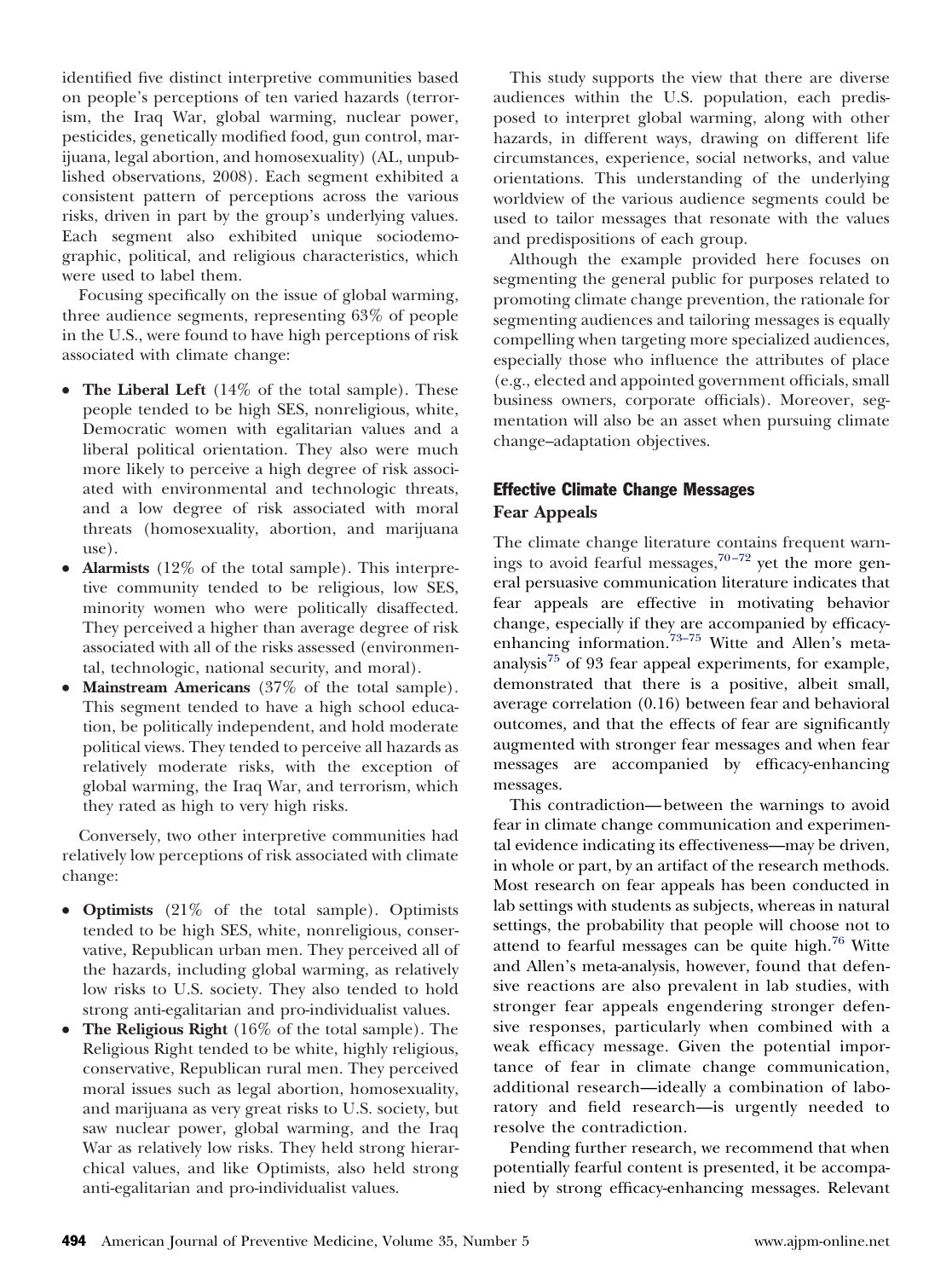identified five distinct interpretive communities based on people's perceptions of ten varied hazards (terrorism, the Iraq War, global warming, nuclear power, pesticides, genetically modified food, gun control, marijuana, legal abortion, and homosexuality) (AL, unpublished observations, 2008). Each segment exhibited a consistent pattern of perceptions across the various risks, driven in part by the group's underlying values. Each segment also exhibited unique sociodemographic, political, and religious characteristics, which were used to label them.

Focusing specifically on the issue of global warming, three audience segments, representing 63% of people in the U.S., were found to have high perceptions of risk associated with climate change:

- **The Liberal Left** (14% of the total sample). These people tended to be high SES, nonreligious, white, Democratic women with egalitarian values and a liberal political orientation. They also were much more likely to perceive a high degree of risk associated with environmental and technologic threats, and a low degree of risk associated with moral threats (homosexuality, abortion, and marijuana use).
- **Alarmists** (12% of the total sample). This interpretive community tended to be religious, low SES, minority women who were politically disaffected. They perceived a higher than average degree of risk associated with all of the risks assessed (environmental, technologic, national security, and moral).
- **Mainstream Americans** (37% of the total sample). This segment tended to have a high school education, be politically independent, and hold moderate political views. They tended to perceive all hazards as relatively moderate risks, with the exception of global warming, the Iraq War, and terrorism, which they rated as high to very high risks.

Conversely, two other interpretive communities had relatively low perceptions of risk associated with climate change:

- **Optimists** (21% of the total sample). Optimists tended to be high SES, white, nonreligious, conservative, Republican urban men. They perceived all of the hazards, including global warming, as relatively low risks to U.S. society. They also tended to hold strong anti-egalitarian and pro-individualist values.
- **The Religious Right** (16% of the total sample). The Religious Right tended to be white, highly religious, conservative, Republican rural men. They perceived moral issues such as legal abortion, homosexuality, and marijuana as very great risks to U.S. society, but saw nuclear power, global warming, and the Iraq War as relatively low risks. They held strong hierarchical values, and like Optimists, also held strong anti-egalitarian and pro-individualist values.

This study supports the view that there are diverse audiences within the U.S. population, each predisposed to interpret global warming, along with other hazards, in different ways, drawing on different life circumstances, experience, social networks, and value orientations. This understanding of the underlying worldview of the various audience segments could be used to tailor messages that resonate with the values and predispositions of each group.

Although the example provided here focuses on segmenting the general public for purposes related to promoting climate change prevention, the rationale for segmenting audiences and tailoring messages is equally compelling when targeting more specialized audiences, especially those who influence the attributes of place (e.g., elected and appointed government officials, small business owners, corporate officials). Moreover, segmentation will also be an asset when pursuing climate change–adaptation objectives.

## Effective Climate Change Messages

### Fear Appeals

The climate change literature contains frequent warnings to avoid fearful messages,[70–72] yet the more general persuasive communication literature indicates that fear appeals are effective in motivating behavior change, especially if they are accompanied by efficacy-enhancing information.[73–75] Witte and Allen's meta-analysis[75] of 93 fear appeal experiments, for example, demonstrated that there is a positive, albeit small, average correlation (0.16) between fear and behavioral outcomes, and that the effects of fear are significantly augmented with stronger fear messages and when fear messages are accompanied by efficacy-enhancing messages.

This contradiction—between the warnings to avoid fear in climate change communication and experimental evidence indicating its effectiveness—may be driven, in whole or part, by an artifact of the research methods. Most research on fear appeals has been conducted in lab settings with students as subjects, whereas in natural settings, the probability that people will choose not to attend to fearful messages can be quite high.[76] Witte and Allen's meta-analysis, however, found that defensive reactions are also prevalent in lab studies, with stronger fear appeals engendering stronger defensive responses, particularly when combined with a weak efficacy message. Given the potential importance of fear in climate change communication, additional research—ideally a combination of laboratory and field research—is urgently needed to resolve the contradiction.

Pending further research, we recommend that when potentially fearful content is presented, it be accompanied by strong efficacy-enhancing messages. Relevant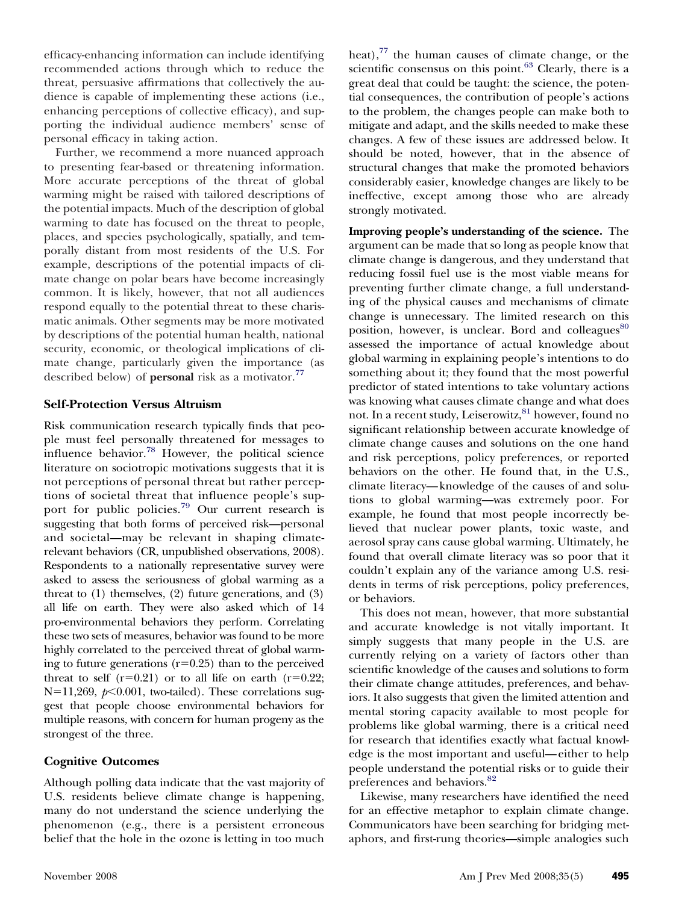efficacy-enhancing information can include identifying recommended actions through which to reduce the threat, persuasive affirmations that collectively the audience is capable of implementing these actions (i.e., enhancing perceptions of collective efficacy), and supporting the individual audience members' sense of personal efficacy in taking action.

Further, we recommend a more nuanced approach to presenting fear-based or threatening information. More accurate perceptions of the threat of global warming might be raised with tailored descriptions of the potential impacts. Much of the description of global warming to date has focused on the threat to people, places, and species psychologically, spatially, and temporally distant from most residents of the U.S. For example, descriptions of the potential impacts of climate change on polar bears have become increasingly common. It is likely, however, that not all audiences respond equally to the potential threat to these charismatic animals. Other segments may be more motivated by descriptions of the potential human health, national security, economic, or theological implications of climate change, particularly given the importance (as described below) of **personal** risk as a motivator.[77]

## Self-Protection Versus Altruism

Risk communication research typically finds that people must feel personally threatened for messages to influence behavior.[78] However, the political science literature on sociotropic motivations suggests that it is not perceptions of personal threat but rather perceptions of societal threat that influence people's support for public policies.[79] Our current research is suggesting that both forms of perceived risk—personal and societal—may be relevant in shaping climate-relevant behaviors (CR, unpublished observations, 2008). Respondents to a nationally representative survey were asked to assess the seriousness of global warming as a threat to (1) themselves, (2) future generations, and (3) all life on earth. They were also asked which of 14 pro-environmental behaviors they perform. Correlating these two sets of measures, behavior was found to be more highly correlated to the perceived threat of global warming to future generations ($r=0.25$) than to the perceived threat to self ($r=0.21$) or to all life on earth ($r=0.22$; $N=11{,}269$, $p<0.001$, two-tailed). These correlations suggest that people choose environmental behaviors for multiple reasons, with concern for human progeny as the strongest of the three.

## Cognitive Outcomes

Although polling data indicate that the vast majority of U.S. residents believe climate change is happening, many do not understand the science underlying the phenomenon (e.g., there is a persistent erroneous belief that the hole in the ozone is letting in too much heat),[77] the human causes of climate change, or the scientific consensus on this point.[63] Clearly, there is a great deal that could be taught: the science, the potential consequences, the contribution of people's actions to the problem, the changes people can make both to mitigate and adapt, and the skills needed to make these changes. A few of these issues are addressed below. It should be noted, however, that in the absence of structural changes that make the promoted behaviors considerably easier, knowledge changes are likely to be ineffective, except among those who are already strongly motivated.

**Improving people's understanding of the science.** The argument can be made that so long as people know that climate change is dangerous, and they understand that reducing fossil fuel use is the most viable means for preventing further climate change, a full understanding of the physical causes and mechanisms of climate change is unnecessary. The limited research on this position, however, is unclear. Bord and colleagues[80] assessed the importance of actual knowledge about global warming in explaining people's intentions to do something about it; they found that the most powerful predictor of stated intentions to take voluntary actions was knowing what causes climate change and what does not. In a recent study, Leiserowitz,[81] however, found no significant relationship between accurate knowledge of climate change causes and solutions on the one hand and risk perceptions, policy preferences, or reported behaviors on the other. He found that, in the U.S., climate literacy—knowledge of the causes of and solutions to global warming—was extremely poor. For example, he found that most people incorrectly believed that nuclear power plants, toxic waste, and aerosol spray cans cause global warming. Ultimately, he found that overall climate literacy was so poor that it couldn't explain any of the variance among U.S. residents in terms of risk perceptions, policy preferences, or behaviors.

This does not mean, however, that more substantial and accurate knowledge is not vitally important. It simply suggests that many people in the U.S. are currently relying on a variety of factors other than scientific knowledge of the causes and solutions to form their climate change attitudes, preferences, and behaviors. It also suggests that given the limited attention and mental storing capacity available to most people for problems like global warming, there is a critical need for research that identifies exactly what factual knowledge is the most important and useful—either to help people understand the potential risks or to guide their preferences and behaviors.[82]

Likewise, many researchers have identified the need for an effective metaphor to explain climate change. Communicators have been searching for bridging metaphors, and first-rung theories—simple analogies such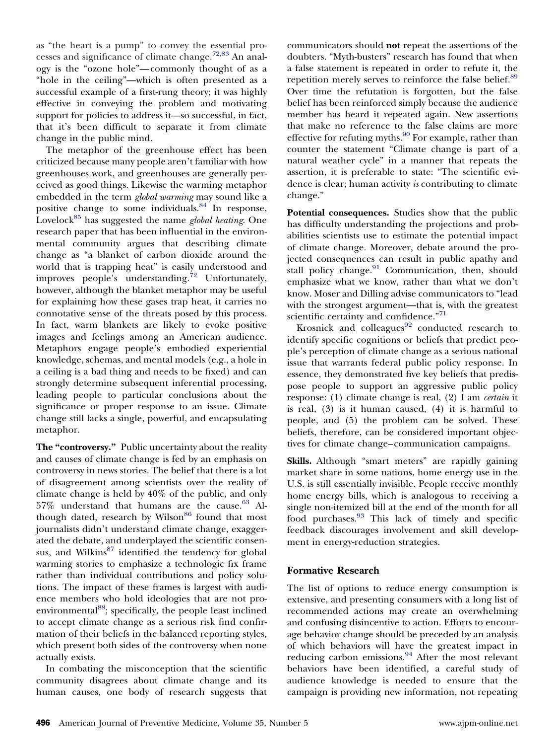as "the heart is a pump" to convey the essential processes and significance of climate change.[72,83] An analogy is the "ozone hole"—commonly thought of as a "hole in the ceiling"—which is often presented as a successful example of a first-rung theory; it was highly effective in conveying the problem and motivating support for policies to address it—so successful, in fact, that it's been difficult to separate it from climate change in the public mind.

The metaphor of the greenhouse effect has been criticized because many people aren't familiar with how greenhouses work, and greenhouses are generally perceived as good things. Likewise the warming metaphor embedded in the term *global warming* may sound like a positive change to some individuals.[84] In response, Lovelock[85] has suggested the name *global heating*. One research paper that has been influential in the environmental community argues that describing climate change as "a blanket of carbon dioxide around the world that is trapping heat" is easily understood and improves people's understanding.[72] Unfortunately, however, although the blanket metaphor may be useful for explaining how these gases trap heat, it carries no connotative sense of the threats posed by this process. In fact, warm blankets are likely to evoke positive images and feelings among an American audience. Metaphors engage people's embodied experiential knowledge, schemas, and mental models (e.g., a hole in a ceiling is a bad thing and needs to be fixed) and can strongly determine subsequent inferential processing, leading people to particular conclusions about the significance or proper response to an issue. Climate change still lacks a single, powerful, and encapsulating metaphor.

**The "controversy."** Public uncertainty about the reality and causes of climate change is fed by an emphasis on controversy in news stories. The belief that there is a lot of disagreement among scientists over the reality of climate change is held by 40% of the public, and only 57% understand that humans are the cause.[63] Although dated, research by Wilson[86] found that most journalists didn't understand climate change, exaggerated the debate, and underplayed the scientific consensus, and Wilkins[87] identified the tendency for global warming stories to emphasize a technologic fix frame rather than individual contributions and policy solutions. The impact of these frames is largest with audience members who hold ideologies that are not pro-environmental[88]; specifically, the people least inclined to accept climate change as a serious risk find confirmation of their beliefs in the balanced reporting styles, which present both sides of the controversy when none actually exists.

In combating the misconception that the scientific community disagrees about climate change and its human causes, one body of research suggests that communicators should **not** repeat the assertions of the doubters. "Myth-busters" research has found that when a false statement is repeated in order to refute it, the repetition merely serves to reinforce the false belief.[89] Over time the refutation is forgotten, but the false belief has been reinforced simply because the audience member has heard it repeated again. New assertions that make no reference to the false claims are more effective for refuting myths.[90] For example, rather than counter the statement "Climate change is part of a natural weather cycle" in a manner that repeats the assertion, it is preferable to state: "The scientific evidence is clear; human activity *is* contributing to climate change."

**Potential consequences.** Studies show that the public has difficulty understanding the projections and probabilities scientists use to estimate the potential impact of climate change. Moreover, debate around the projected consequences can result in public apathy and stall policy change.[91] Communication, then, should emphasize what we know, rather than what we don't know. Moser and Dilling advise communicators to "lead with the strongest argument—that is, with the greatest scientific certainty and confidence."[71]

Krosnick and colleagues[92] conducted research to identify specific cognitions or beliefs that predict people's perception of climate change as a serious national issue that warrants federal public policy response. In essence, they demonstrated five key beliefs that predispose people to support an aggressive public policy response: (1) climate change is real, (2) I am *certain* it is real, (3) is it human caused, (4) it is harmful to people, and (5) the problem can be solved. These beliefs, therefore, can be considered important objectives for climate change–communication campaigns.

**Skills.** Although "smart meters" are rapidly gaining market share in some nations, home energy use in the U.S. is still essentially invisible. People receive monthly home energy bills, which is analogous to receiving a single non-itemized bill at the end of the month for all food purchases.[93] This lack of timely and specific feedback discourages involvement and skill development in energy-reduction strategies.

## Formative Research

The list of options to reduce energy consumption is extensive, and presenting consumers with a long list of recommended actions may create an overwhelming and confusing disincentive to action. Efforts to encourage behavior change should be preceded by an analysis of which behaviors will have the greatest impact in reducing carbon emissions.[94] After the most relevant behaviors have been identified, a careful study of audience knowledge is needed to ensure that the campaign is providing new information, not repeating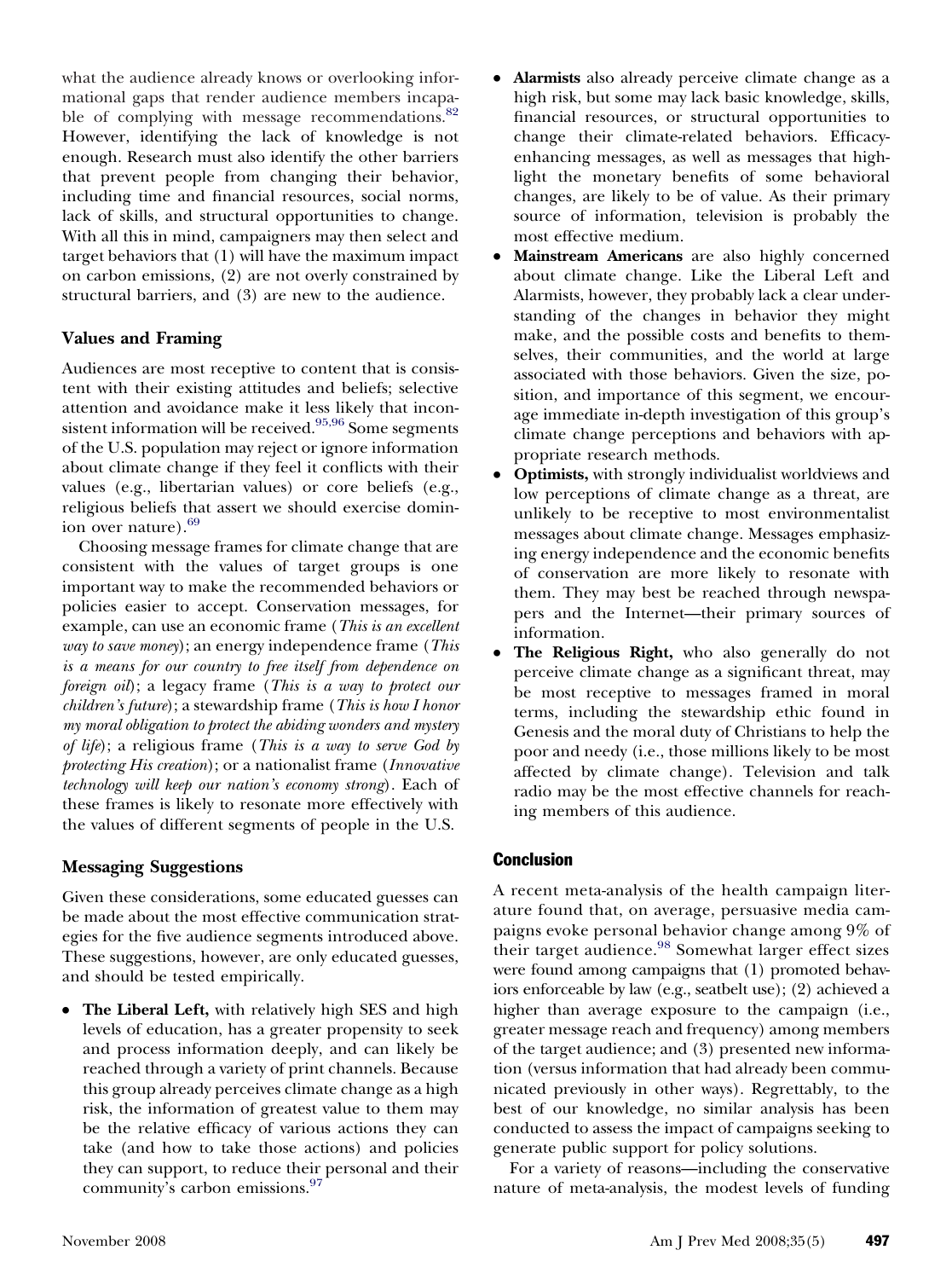what the audience already knows or overlooking informational gaps that render audience members incapable of complying with message recommendations.[82] However, identifying the lack of knowledge is not enough. Research must also identify the other barriers that prevent people from changing their behavior, including time and financial resources, social norms, lack of skills, and structural opportunities to change. With all this in mind, campaigners may then select and target behaviors that (1) will have the maximum impact on carbon emissions, (2) are not overly constrained by structural barriers, and (3) are new to the audience.

### Values and Framing

Audiences are most receptive to content that is consistent with their existing attitudes and beliefs; selective attention and avoidance make it less likely that inconsistent information will be received.[95,96] Some segments of the U.S. population may reject or ignore information about climate change if they feel it conflicts with their values (e.g., libertarian values) or core beliefs (e.g., religious beliefs that assert we should exercise dominion over nature).[69]

Choosing message frames for climate change that are consistent with the values of target groups is one important way to make the recommended behaviors or policies easier to accept. Conservation messages, for example, can use an economic frame (*This is an excellent way to save money*); an energy independence frame (*This is a means for our country to free itself from dependence on foreign oil*); a legacy frame (*This is a way to protect our children's future*); a stewardship frame (*This is how I honor my moral obligation to protect the abiding wonders and mystery of life*); a religious frame (*This is a way to serve God by protecting His creation*); or a nationalist frame (*Innovative technology will keep our nation's economy strong*). Each of these frames is likely to resonate more effectively with the values of different segments of people in the U.S.

### Messaging Suggestions

Given these considerations, some educated guesses can be made about the most effective communication strategies for the five audience segments introduced above. These suggestions, however, are only educated guesses, and should be tested empirically.

- **The Liberal Left,** with relatively high SES and high levels of education, has a greater propensity to seek and process information deeply, and can likely be reached through a variety of print channels. Because this group already perceives climate change as a high risk, the information of greatest value to them may be the relative efficacy of various actions they can take (and how to take those actions) and policies they can support, to reduce their personal and their community's carbon emissions.[97]
- **Alarmists** also already perceive climate change as a high risk, but some may lack basic knowledge, skills, financial resources, or structural opportunities to change their climate-related behaviors. Efficacy-enhancing messages, as well as messages that highlight the monetary benefits of some behavioral changes, are likely to be of value. As their primary source of information, television is probably the most effective medium.
- **Mainstream Americans** are also highly concerned about climate change. Like the Liberal Left and Alarmists, however, they probably lack a clear understanding of the changes in behavior they might make, and the possible costs and benefits to themselves, their communities, and the world at large associated with those behaviors. Given the size, position, and importance of this segment, we encourage immediate in-depth investigation of this group's climate change perceptions and behaviors with appropriate research methods.
- **Optimists,** with strongly individualist worldviews and low perceptions of climate change as a threat, are unlikely to be receptive to most environmentalist messages about climate change. Messages emphasizing energy independence and the economic benefits of conservation are more likely to resonate with them. They may best be reached through newspapers and the Internet—their primary sources of information.
- **The Religious Right,** who also generally do not perceive climate change as a significant threat, may be most receptive to messages framed in moral terms, including the stewardship ethic found in Genesis and the moral duty of Christians to help the poor and needy (i.e., those millions likely to be most affected by climate change). Television and talk radio may be the most effective channels for reaching members of this audience.

## Conclusion

A recent meta-analysis of the health campaign literature found that, on average, persuasive media campaigns evoke personal behavior change among 9% of their target audience.[98] Somewhat larger effect sizes were found among campaigns that (1) promoted behaviors enforceable by law (e.g., seatbelt use); (2) achieved a higher than average exposure to the campaign (i.e., greater message reach and frequency) among members of the target audience; and (3) presented new information (versus information that had already been communicated previously in other ways). Regrettably, to the best of our knowledge, no similar analysis has been conducted to assess the impact of campaigns seeking to generate public support for policy solutions.

For a variety of reasons—including the conservative nature of meta-analysis, the modest levels of funding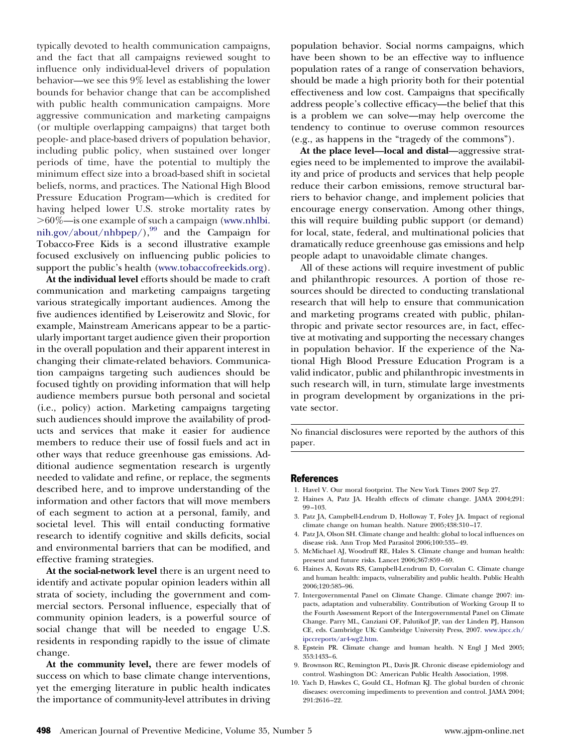typically devoted to health communication campaigns, and the fact that all campaigns reviewed sought to influence only individual-level drivers of population behavior—we see this 9% level as establishing the lower bounds for behavior change that can be accomplished with public health communication campaigns. More aggressive communication and marketing campaigns (or multiple overlapping campaigns) that target both people- and place-based drivers of population behavior, including public policy, when sustained over longer periods of time, have the potential to multiply the minimum effect size into a broad-based shift in societal beliefs, norms, and practices. The National High Blood Pressure Education Program—which is credited for having helped lower U.S. stroke mortality rates by >60%—is one example of such a campaign (www.nhlbi.nih.gov/about/nhbpep/),[99] and the Campaign for Tobacco-Free Kids is a second illustrative example focused exclusively on influencing public policies to support the public's health (www.tobaccofreekids.org).

**At the individual level** efforts should be made to craft communication and marketing campaigns targeting various strategically important audiences. Among the five audiences identified by Leiserowitz and Slovic, for example, Mainstream Americans appear to be a particularly important target audience given their proportion in the overall population and their apparent interest in changing their climate-related behaviors. Communication campaigns targeting such audiences should be focused tightly on providing information that will help audience members pursue both personal and societal (i.e., policy) action. Marketing campaigns targeting such audiences should improve the availability of products and services that make it easier for audience members to reduce their use of fossil fuels and act in other ways that reduce greenhouse gas emissions. Additional audience segmentation research is urgently needed to validate and refine, or replace, the segments described here, and to improve understanding of the information and other factors that will move members of each segment to action at a personal, family, and societal level. This will entail conducting formative research to identify cognitive and skills deficits, social and environmental barriers that can be modified, and effective framing strategies.

**At the social-network level** there is an urgent need to identify and activate popular opinion leaders within all strata of society, including the government and commercial sectors. Personal influence, especially that of community opinion leaders, is a powerful source of social change that will be needed to engage U.S. residents in responding rapidly to the issue of climate change.

**At the community level,** there are fewer models of success on which to base climate change interventions, yet the emerging literature in public health indicates the importance of community-level attributes in driving population behavior. Social norms campaigns, which have been shown to be an effective way to influence population rates of a range of conservation behaviors, should be made a high priority both for their potential effectiveness and low cost. Campaigns that specifically address people's collective efficacy—the belief that this is a problem we can solve—may help overcome the tendency to continue to overuse common resources (e.g., as happens in the "tragedy of the commons").

**At the place level—local and distal—**aggressive strategies need to be implemented to improve the availability and price of products and services that help people reduce their carbon emissions, remove structural barriers to behavior change, and implement policies that encourage energy conservation. Among other things, this will require building public support (or demand) for local, state, federal, and multinational policies that dramatically reduce greenhouse gas emissions and help people adapt to unavoidable climate changes.

All of these actions will require investment of public and philanthropic resources. A portion of those resources should be directed to conducting translational research that will help to ensure that communication and marketing programs created with public, philanthropic and private sector resources are, in fact, effective at motivating and supporting the necessary changes in population behavior. If the experience of the National High Blood Pressure Education Program is a valid indicator, public and philanthropic investments in such research will, in turn, stimulate large investments in program development by organizations in the private sector.

No financial disclosures were reported by the authors of this paper.

## References

1. Havel V. Our moral footprint. The New York Times 2007 Sep 27.
2. Haines A, Patz JA. Health effects of climate change. JAMA 2004;291:99–103.
3. Patz JA, Campbell-Lendrum D, Holloway T, Foley JA. Impact of regional climate change on human health. Nature 2005;438:310–17.
4. Patz JA, Olson SH. Climate change and health: global to local influences on disease risk. Ann Trop Med Parasitol 2006;100:535–49.
5. McMichael AJ, Woodruff RE, Hales S. Climate change and human health: present and future risks. Lancet 2006;367:859–69.
6. Haines A, Kovats RS, Campbell-Lendrum D, Corvalan C. Climate change and human health: impacts, vulnerability and public health. Public Health 2006;120:585–96.
7. Intergovernmental Panel on Climate Change. Climate change 2007: impacts, adaptation and vulnerability. Contribution of Working Group II to the Fourth Assessment Report of the Intergovernmental Panel on Climate Change. Parry ML, Canziani OF, Palutikof JP, van der Linden PJ, Hanson CE, eds. Cambridge UK: Cambridge University Press, 2007. www.ipcc.ch/ipccreports/ar4-wg2.htm.
8. Epstein PR. Climate change and human health. N Engl J Med 2005;353:1433–6.
9. Brownson RC, Remington PL, Davis JR. Chronic disease epidemiology and control. Washington DC: American Public Health Association, 1998.
10. Yach D, Hawkes C, Gould CL, Hofman KJ. The global burden of chronic diseases: overcoming impediments to prevention and control. JAMA 2004;291:2616–22.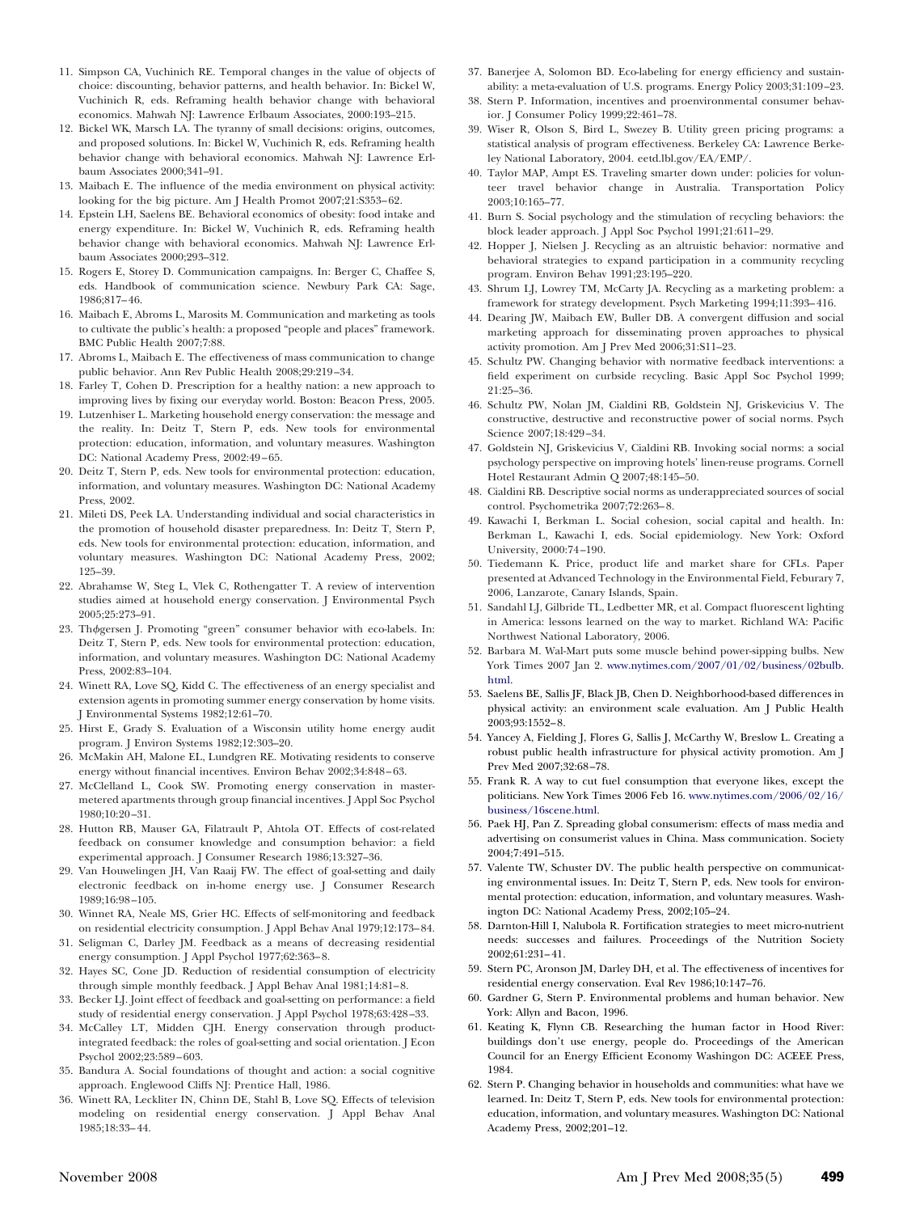11. Simpson CA, Vuchinich RE. Temporal changes in the value of objects of choice: discounting, behavior patterns, and health behavior. In: Bickel W, Vuchinich R, eds. Reframing health behavior change with behavioral economics. Mahwah NJ: Lawrence Erlbaum Associates, 2000:193–215.
12. Bickel WK, Marsch LA. The tyranny of small decisions: origins, outcomes, and proposed solutions. In: Bickel W, Vuchinich R, eds. Reframing health behavior change with behavioral economics. Mahwah NJ: Lawrence Erlbaum Associates 2000;341–91.
13. Maibach E. The influence of the media environment on physical activity: looking for the big picture. Am J Health Promot 2007;21:S353–62.
14. Epstein LH, Saelens BE. Behavioral economics of obesity: food intake and energy expenditure. In: Bickel W, Vuchinich R, eds. Reframing health behavior change with behavioral economics. Mahwah NJ: Lawrence Erlbaum Associates 2000;293–312.
15. Rogers E, Storey D. Communication campaigns. In: Berger C, Chaffee S, eds. Handbook of communication science. Newbury Park CA: Sage, 1986;817–46.
16. Maibach E, Abroms L, Marosits M. Communication and marketing as tools to cultivate the public's health: a proposed "people and places" framework. BMC Public Health 2007;7:88.
17. Abroms L, Maibach E. The effectiveness of mass communication to change public behavior. Ann Rev Public Health 2008;29:219–34.
18. Farley T, Cohen D. Prescription for a healthy nation: a new approach to improving lives by fixing our everyday world. Boston: Beacon Press, 2005.
19. Lutzenhiser L. Marketing household energy conservation: the message and the reality. In: Deitz T, Stern P, eds. New tools for environmental protection: education, information, and voluntary measures. Washington DC: National Academy Press, 2002:49–65.
20. Deitz T, Stern P, eds. New tools for environmental protection: education, information, and voluntary measures. Washington DC: National Academy Press, 2002.
21. Mileti DS, Peek LA. Understanding individual and social characteristics in the promotion of household disaster preparedness. In: Deitz T, Stern P, eds. New tools for environmental protection: education, information, and voluntary measures. Washington DC: National Academy Press, 2002; 125–39.
22. Abrahamse W, Steg L, Vlek C, Rothengatter T. A review of intervention studies aimed at household energy conservation. J Environmental Psych 2005;25:273–91.
23. Thøgersen J. Promoting "green" consumer behavior with eco-labels. In: Deitz T, Stern P, eds. New tools for environmental protection: education, information, and voluntary measures. Washington DC: National Academy Press, 2002:83–104.
24. Winett RA, Love SQ, Kidd C. The effectiveness of an energy specialist and extension agents in promoting summer energy conservation by home visits. J Environmental Systems 1982;12:61–70.
25. Hirst E, Grady S. Evaluation of a Wisconsin utility home energy audit program. J Environ Systems 1982;12:303–20.
26. McMakin AH, Malone EL, Lundgren RE. Motivating residents to conserve energy without financial incentives. Environ Behav 2002;34:848–63.
27. McClelland L, Cook SW. Promoting energy conservation in master-metered apartments through group financial incentives. J Appl Soc Psychol 1980;10:20–31.
28. Hutton RB, Mauser GA, Filatrault P, Ahtola OT. Effects of cost-related feedback on consumer knowledge and consumption behavior: a field experimental approach. J Consumer Research 1986;13:327–36.
29. Van Houwelingen JH, Van Raaij FW. The effect of goal-setting and daily electronic feedback on in-home energy use. J Consumer Research 1989;16:98–105.
30. Winnet RA, Neale MS, Grier HC. Effects of self-monitoring and feedback on residential electricity consumption. J Appl Behav Anal 1979;12:173–84.
31. Seligman C, Darley JM. Feedback as a means of decreasing residential energy consumption. J Appl Psychol 1977;62:363–8.
32. Hayes SC, Cone JD. Reduction of residential consumption of electricity through simple monthly feedback. J Appl Behav Anal 1981;14:81–8.
33. Becker LJ. Joint effect of feedback and goal-setting on performance: a field study of residential energy conservation. J Appl Psychol 1978;63:428–33.
34. McCalley LT, Midden CJH. Energy conservation through product-integrated feedback: the roles of goal-setting and social orientation. J Econ Psychol 2002;23:589–603.
35. Bandura A. Social foundations of thought and action: a social cognitive approach. Englewood Cliffs NJ: Prentice Hall, 1986.
36. Winett RA, Leckliter IN, Chinn DE, Stahl B, Love SQ. Effects of television modeling on residential energy conservation. J Appl Behav Anal 1985;18:33–44.
37. Banerjee A, Solomon BD. Eco-labeling for energy efficiency and sustainability: a meta-evaluation of U.S. programs. Energy Policy 2003;31:109–23.
38. Stern P. Information, incentives and proenvironmental consumer behavior. J Consumer Policy 1999;22:461–78.
39. Wiser R, Olson S, Bird L, Swezey B. Utility green pricing programs: a statistical analysis of program effectiveness. Berkeley CA: Lawrence Berkeley National Laboratory, 2004. eetd.lbl.gov/EA/EMP/.
40. Taylor MAP, Ampt ES. Traveling smarter down under: policies for volunteer travel behavior change in Australia. Transportation Policy 2003;10:165–77.
41. Burn S. Social psychology and the stimulation of recycling behaviors: the block leader approach. J Appl Soc Psychol 1991;21:611–29.
42. Hopper J, Nielsen J. Recycling as an altruistic behavior: normative and behavioral strategies to expand participation in a community recycling program. Environ Behav 1991;23:195–220.
43. Shrum LJ, Lowrey TM, McCarty JA. Recycling as a marketing problem: a framework for strategy development. Psych Marketing 1994;11:393–416.
44. Dearing JW, Maibach EW, Buller DB. A convergent diffusion and social marketing approach for disseminating proven approaches to physical activity promotion. Am J Prev Med 2006;31:S11–23.
45. Schultz PW. Changing behavior with normative feedback interventions: a field experiment on curbside recycling. Basic Appl Soc Psychol 1999; 21:25–36.
46. Schultz PW, Nolan JM, Cialdini RB, Goldstein NJ, Griskevicius V. The constructive, destructive and reconstructive power of social norms. Psych Science 2007;18:429–34.
47. Goldstein NJ, Griskevicius V, Cialdini RB. Invoking social norms: a social psychology perspective on improving hotels' linen-reuse programs. Cornell Hotel Restaurant Admin Q 2007;48:145–50.
48. Cialdini RB. Descriptive social norms as underappreciated sources of social control. Psychometrika 2007;72:263–8.
49. Kawachi I, Berkman L. Social cohesion, social capital and health. In: Berkman L, Kawachi I, eds. Social epidemiology. New York: Oxford University, 2000:74–190.
50. Tiedemann K. Price, product life and market share for CFLs. Paper presented at Advanced Technology in the Environmental Field, Feburary 7, 2006, Lanzarote, Canary Islands, Spain.
51. Sandahl LJ, Gilbride TL, Ledbetter MR, et al. Compact fluorescent lighting in America: lessons learned on the way to market. Richland WA: Pacific Northwest National Laboratory, 2006.
52. Barbara M. Wal-Mart puts some muscle behind power-sipping bulbs. New York Times 2007 Jan 2. www.nytimes.com/2007/01/02/business/02bulb.html.
53. Saelens BE, Sallis JF, Black JB, Chen D. Neighborhood-based differences in physical activity: an environment scale evaluation. Am J Public Health 2003;93:1552–8.
54. Yancey A, Fielding J, Flores G, Sallis J, McCarthy W, Breslow L. Creating a robust public health infrastructure for physical activity promotion. Am J Prev Med 2007;32:68–78.
55. Frank R. A way to cut fuel consumption that everyone likes, except the politicians. New York Times 2006 Feb 16. www.nytimes.com/2006/02/16/business/16scene.html.
56. Paek HJ, Pan Z. Spreading global consumerism: effects of mass media and advertising on consumerist values in China. Mass communication. Society 2004;7:491–515.
57. Valente TW, Schuster DV. The public health perspective on communicating environmental issues. In: Deitz T, Stern P, eds. New tools for environmental protection: education, information, and voluntary measures. Washington DC: National Academy Press, 2002;105–24.
58. Darnton-Hill I, Nalubola R. Fortification strategies to meet micro-nutrient needs: successes and failures. Proceedings of the Nutrition Society 2002;61:231–41.
59. Stern PC, Aronson JM, Darley DH, et al. The effectiveness of incentives for residential energy conservation. Eval Rev 1986;10:147–76.
60. Gardner G, Stern P. Environmental problems and human behavior. New York: Allyn and Bacon, 1996.
61. Keating K, Flynn CB. Researching the human factor in Hood River: buildings don't use energy, people do. Proceedings of the American Council for an Energy Efficient Economy Washington DC: ACEEE Press, 1984.
62. Stern P. Changing behavior in households and communities: what have we learned. In: Deitz T, Stern P, eds. New tools for environmental protection: education, information, and voluntary measures. Washington DC: National Academy Press, 2002;201–12.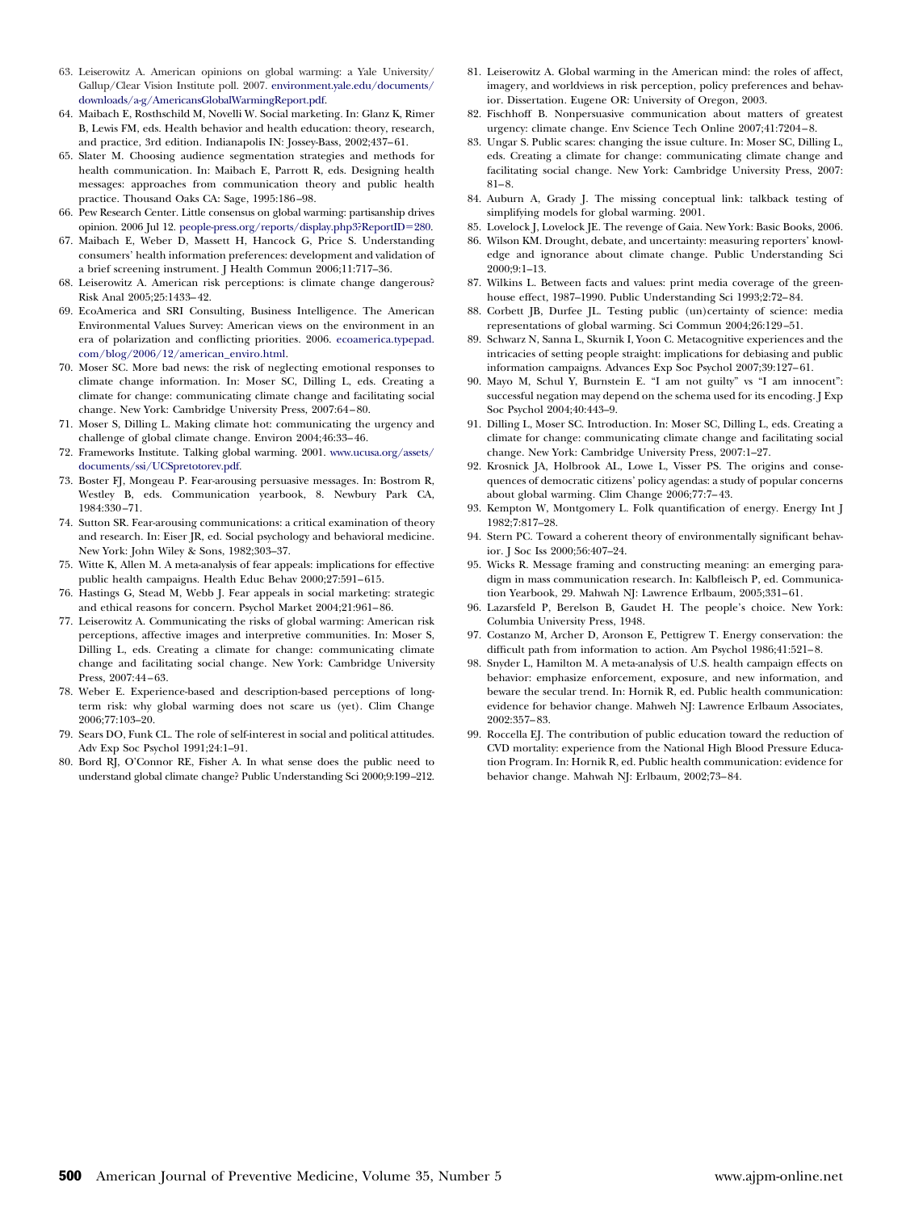63. Leiserowitz A. American opinions on global warming: a Yale University/ Gallup/Clear Vision Institute poll. 2007. environment.yale.edu/documents/ downloads/a-g/AmericansGlobalWarmingReport.pdf.
64. Maibach E, Rosthschild M, Novelli W. Social marketing. In: Glanz K, Rimer B, Lewis FM, eds. Health behavior and health education: theory, research, and practice, 3rd edition. Indianapolis IN: Jossey-Bass, 2002;437–61.
65. Slater M. Choosing audience segmentation strategies and methods for health communication. In: Maibach E, Parrott R, eds. Designing health messages: approaches from communication theory and public health practice. Thousand Oaks CA: Sage, 1995:186–98.
66. Pew Research Center. Little consensus on global warming: partisanship drives opinion. 2006 Jul 12. people-press.org/reports/display.php3?ReportID=280.
67. Maibach E, Weber D, Massett H, Hancock G, Price S. Understanding consumers' health information preferences: development and validation of a brief screening instrument. J Health Commun 2006;11:717–36.
68. Leiserowitz A. American risk perceptions: is climate change dangerous? Risk Anal 2005;25:1433–42.
69. EcoAmerica and SRI Consulting, Business Intelligence. The American Environmental Values Survey: American views on the environment in an era of polarization and conflicting priorities. 2006. ecoamerica.typepad.com/blog/2006/12/american_enviro.html.
70. Moser SC. More bad news: the risk of neglecting emotional responses to climate change information. In: Moser SC, Dilling L, eds. Creating a climate for change: communicating climate change and facilitating social change. New York: Cambridge University Press, 2007:64–80.
71. Moser S, Dilling L. Making climate hot: communicating the urgency and challenge of global climate change. Environ 2004;46:33–46.
72. Frameworks Institute. Talking global warming. 2001. www.ucusa.org/assets/documents/ssi/UCSpretotorev.pdf.
73. Boster FJ, Mongeau P. Fear-arousing persuasive messages. In: Bostrom R, Westley B, eds. Communication yearbook, 8. Newbury Park CA, 1984:330–71.
74. Sutton SR. Fear-arousing communications: a critical examination of theory and research. In: Eiser JR, ed. Social psychology and behavioral medicine. New York: John Wiley & Sons, 1982;303–37.
75. Witte K, Allen M. A meta-analysis of fear appeals: implications for effective public health campaigns. Health Educ Behav 2000;27:591–615.
76. Hastings G, Stead M, Webb J. Fear appeals in social marketing: strategic and ethical reasons for concern. Psychol Market 2004;21:961–86.
77. Leiserowitz A. Communicating the risks of global warming: American risk perceptions, affective images and interpretive communities. In: Moser S, Dilling L, eds. Creating a climate for change: communicating climate change and facilitating social change. New York: Cambridge University Press, 2007:44–63.
78. Weber E. Experience-based and description-based perceptions of long-term risk: why global warming does not scare us (yet). Clim Change 2006;77:103–20.
79. Sears DO, Funk CL. The role of self-interest in social and political attitudes. Adv Exp Soc Psychol 1991;24:1–91.
80. Bord RJ, O'Connor RE, Fisher A. In what sense does the public need to understand global climate change? Public Understanding Sci 2000;9:199–212.
81. Leiserowitz A. Global warming in the American mind: the roles of affect, imagery, and worldviews in risk perception, policy preferences and behavior. Dissertation. Eugene OR: University of Oregon, 2003.
82. Fischhoff B. Nonpersuasive communication about matters of greatest urgency: climate change. Env Science Tech Online 2007;41:7204–8.
83. Ungar S. Public scares: changing the issue culture. In: Moser SC, Dilling L, eds. Creating a climate for change: communicating climate change and facilitating social change. New York: Cambridge University Press, 2007: 81–8.
84. Auburn A, Grady J. The missing conceptual link: talkback testing of simplifying models for global warming. 2001.
85. Lovelock J, Lovelock JE. The revenge of Gaia. New York: Basic Books, 2006.
86. Wilson KM. Drought, debate, and uncertainty: measuring reporters' knowledge and ignorance about climate change. Public Understanding Sci 2000;9:1–13.
87. Wilkins L. Between facts and values: print media coverage of the greenhouse effect, 1987–1990. Public Understanding Sci 1993;2:72–84.
88. Corbett JB, Durfee JL. Testing public (un)certainty of science: media representations of global warming. Sci Commun 2004;26:129–51.
89. Schwarz N, Sanna L, Skurnik I, Yoon C. Metacognitive experiences and the intricacies of setting people straight: implications for debiasing and public information campaigns. Advances Exp Soc Psychol 2007;39:127–61.
90. Mayo M, Schul Y, Burnstein E. "I am not guilty" vs "I am innocent": successful negation may depend on the schema used for its encoding. J Exp Soc Psychol 2004;40:443–9.
91. Dilling L, Moser SC. Introduction. In: Moser SC, Dilling L, eds. Creating a climate for change: communicating climate change and facilitating social change. New York: Cambridge University Press, 2007:1–27.
92. Krosnick JA, Holbrook AL, Lowe L, Visser PS. The origins and consequences of democratic citizens' policy agendas: a study of popular concerns about global warming. Clim Change 2006;77:7–43.
93. Kempton W, Montgomery L. Folk quantification of energy. Energy Int J 1982;7:817–28.
94. Stern PC. Toward a coherent theory of environmentally significant behavior. J Soc Iss 2000;56:407–24.
95. Wicks R. Message framing and constructing meaning: an emerging paradigm in mass communication research. In: Kalbfleisch P, ed. Communication Yearbook, 29. Mahwah NJ: Lawrence Erlbaum, 2005;331–61.
96. Lazarsfeld P, Berelson B, Gaudet H. The people's choice. New York: Columbia University Press, 1948.
97. Costanzo M, Archer D, Aronson E, Pettigrew T. Energy conservation: the difficult path from information to action. Am Psychol 1986;41:521–8.
98. Snyder L, Hamilton M. A meta-analysis of U.S. health campaign effects on behavior: emphasize enforcement, exposure, and new information, and beware the secular trend. In: Hornik R, ed. Public health communication: evidence for behavior change. Mahweh NJ: Lawrence Erlbaum Associates, 2002:357–83.
99. Roccella EJ. The contribution of public education toward the reduction of CVD mortality: experience from the National High Blood Pressure Education Program. In: Hornik R, ed. Public health communication: evidence for behavior change. Mahwah NJ: Erlbaum, 2002;73–84.